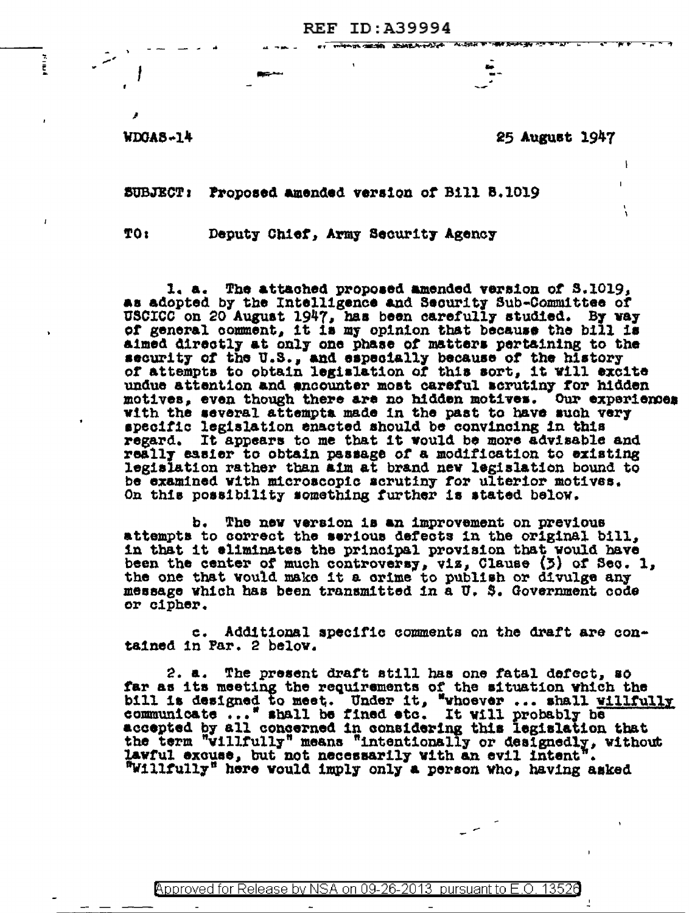WDGAS-14

25 August 1947

SUBJECT: Proposed amended version of Bill S.1019

TO: Deputy Chief, Army Security Agency

1. a. The attached proposed amended version of S.1019, as adopted by the Intelligence and Security Sub-Committee of USCICC on 20 August 1947, has been carefully studied. By way of general comment, it is my opinion that because the bill is aimed directly at only one phase of matters pertaining to the security of the U.S., and especially because of the history of attempts to obtain legislation of this sort, it will excite undue attention and encounter most careful scrutiny for hidden motives, even though there are no hidden motives. Our experiences with the several attempts made in the past to have such very specific legislation enacted should be convincing in this regard. It appears to me that it would be more advisable and really easier to obtain passage of a modification to existing legislation rather than aim at brand new legislation bound to be examined with microscopic scrutiny for ulterior motives. On this possibility something further is stated below.

b. The new version is an improvement on previous attempts to correct the serious defects in the original bill, in that it eliminates the principal provision that would have been the center of much controversy, viz, Clause (3) of Sec. 1, the one that would make it a crime to publish or divulge any message which has been transmitted in a U. S. Government code or cipher.

c. Additional specific comments on the draft are contained in Par. 2 below.

2. a. The present draft still has one fatal defect, so far as its meeting the requirements of the situation which the bill is designed to meet. Under it, "whoever ... shall willfully communicate ..." shall be fined etc. It will probably be accepted by all concerned in considering this legislation that the term "willfully" means "intentionally or designedly, without lawful excuse, but not necessarily with an evil intent". "Willfully" here would imply only a person who, having asked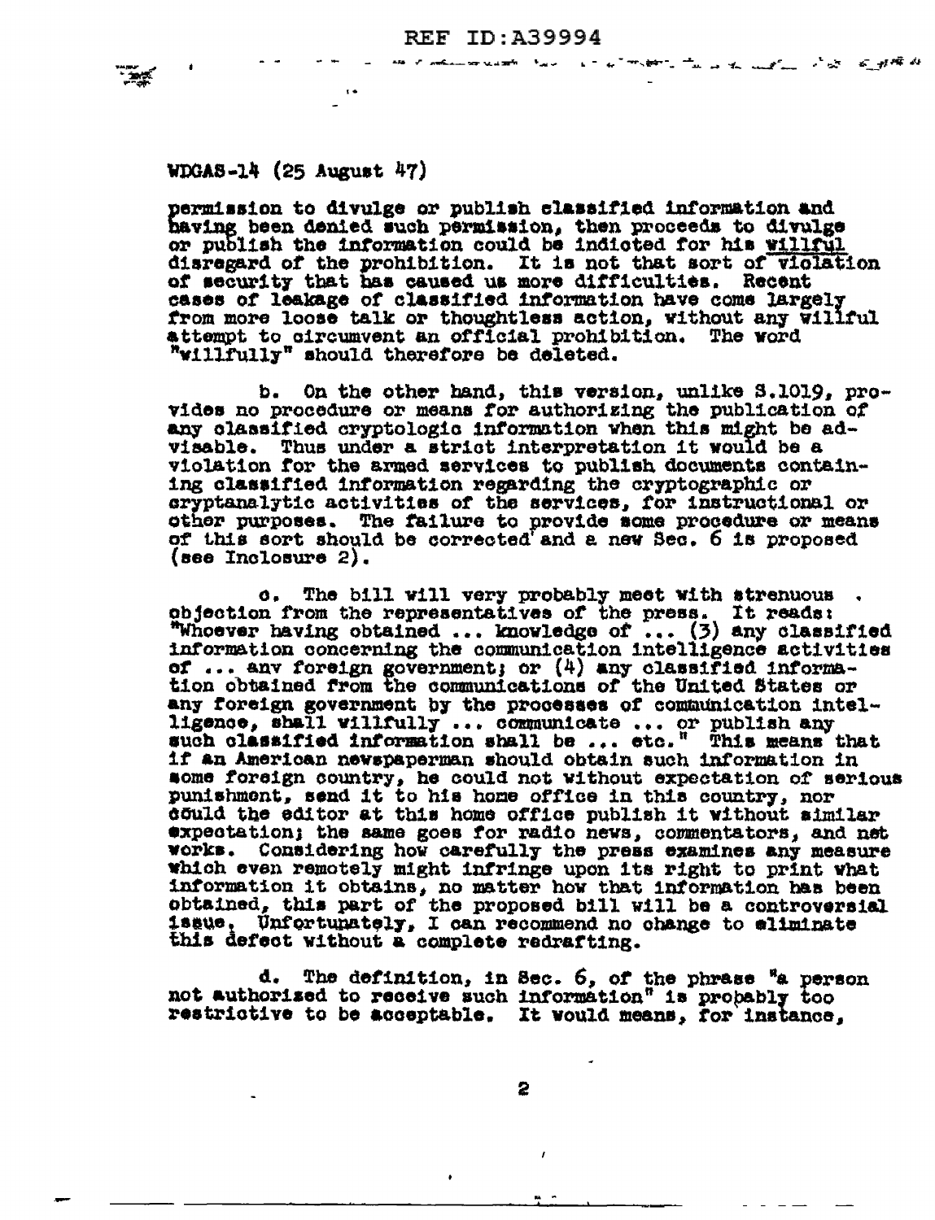WDGAS-14 (25 August 47)

permission to divulge or publish classified information and having been denied such permission, then proceeds to divulge or publish the information could be indicted for his willful disregard of the prohibition. It is not that sort of violation of security that has caused us more difficulties. Recent cases of leakage of classified information have come largely from more loose talk or thoughtless action, without any willful attempt to circumvent an official prohibition. The word "willfully" should therefore be deleted.

b. On the other hand, this version, unlike S.1019, provides no procedure or means for authorizing the publication of any classified cryptologic information when this might be advisable. Thus under a strict interpretation it would be a violation for the armed services to publish documents containing classified information regarding the cryptographic or cryptanalytic activities of the services, for instructional or other purposes. The failure to provide some procedure or means of this sort should be corrected and a new Sec. 6 is proposed (see Inclosure 2).

c. The bill will very probably meet with strenuous objection from the representatives of the press. It reads: "Whoever having obtained ... knowledge of ... (3) any classified information concerning the communication intelligence activities of ... any foreign government; or (4) any classified information obtained from the communications of the United States or any foreign government by the processes of communication intelligence, shall willfully ... communicate ... or publish any such classified information shall be ... etc." This means that if an American newspaperman should obtain such information in some foreign country, he could not without expectation of serious punishment, send it to his home office in this country, nor could the editor at this home office publish it without similar expectation; the same goes for radio news, commentators, and net works. Considering how carefully the press examines any measure which even remotely might infringe upon its right to print what information it obtains, no matter how that information has been obtained, this part of the proposed bill will be a controversial issue. Unfortunately, I can recommend no change to eliminate this defect without a complete redrafting.

d. The definition, in Sec. 6, of the phrase "a person not authorized to receive such information" is probably too restrictive to be acceptable. It would means, for instance,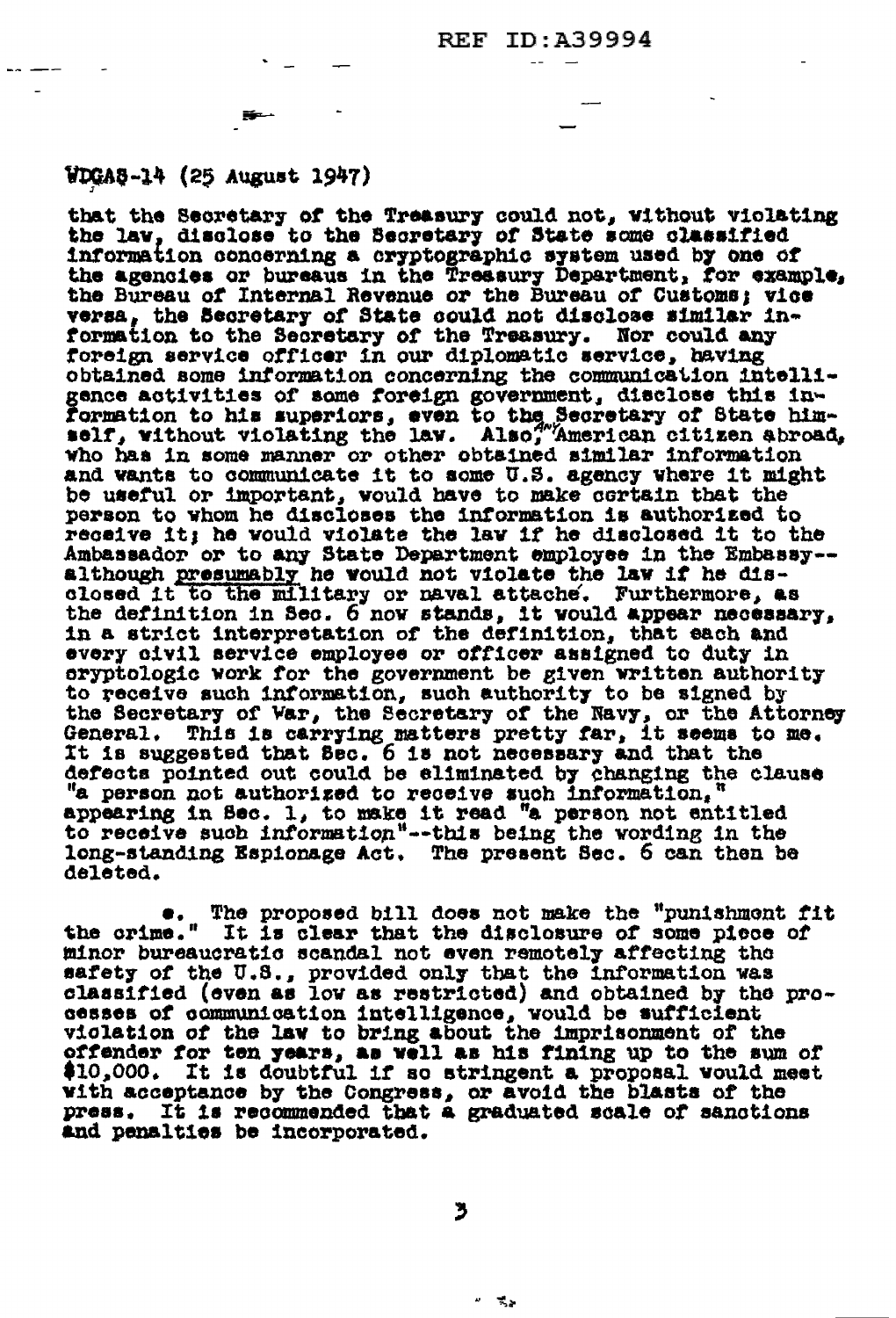WDGAS-14 (25 August 1947)

that the Secretary of the Treasury could not, without violating the law, disclose to the Secretary of State some classified information concerning a cryptographic system used by one of the agencies or bureaus in the Treasury Department, for example, the Bureau of Internal Revenue or the Bureau of Customs; vice versa, the Secretary of State could not disclose similar information to the Secretary of the Treasury. Nor could any foreign service officer in our diplomatic service, having obtained some information concerning the communication intelligence activities of some foreign government, disclose this information to his superiors, even to the Secretary of State himself, without violating the law. Also, any American citizen abroad, who has in some manner or other obtained similar information and wants to communicate it to some U.S. agency where it might be useful or important, would have to make certain that the person to whom he discloses the information is authorized to receive it; he would violate the law if he disclosed it to the Ambassador or to any State Department employee in the Embassy--although presumably he would not violate the law if he disclosed it to the military or naval attaché. Furthermore, as the definition in Sec. 6 now stands, it would appear necessary, in a strict interpretation of the definition, that each and every civil service employee or officer assigned to duty in cryptologic work for the government be given written authority to receive such information, such authority to be signed by the Secretary of War, the Secretary of the Navy, or the Attorney General. This is carrying matters pretty far, it seems to me. It is suggested that Sec. 6 is not necessary and that the defects pointed out could be eliminated by changing the clause "a person not authorized to receive such information," appearing in Sec. 1, to make it read "a person not entitled to receive such information"--this being the wording in the long-standing Espionage Act. The present Sec. 6 can then be deleted.

e. The proposed bill does not make the "punishment fit the crime." It is clear that the disclosure of some piece of minor bureaucratic scandal not even remotely affecting the safety of the U.S., provided only that the information was classified (even as low as restricted) and obtained by the processes of communication intelligence, would be sufficient violation of the law to bring about the imprisonment of the offender for ten years, as well as his fining up to the sum of $10,000. It is doubtful if so stringent a proposal would meet with acceptance by the Congress, or avoid the blasts of the press. It is recommended that a graduated scale of sanctions and penalties be incorporated.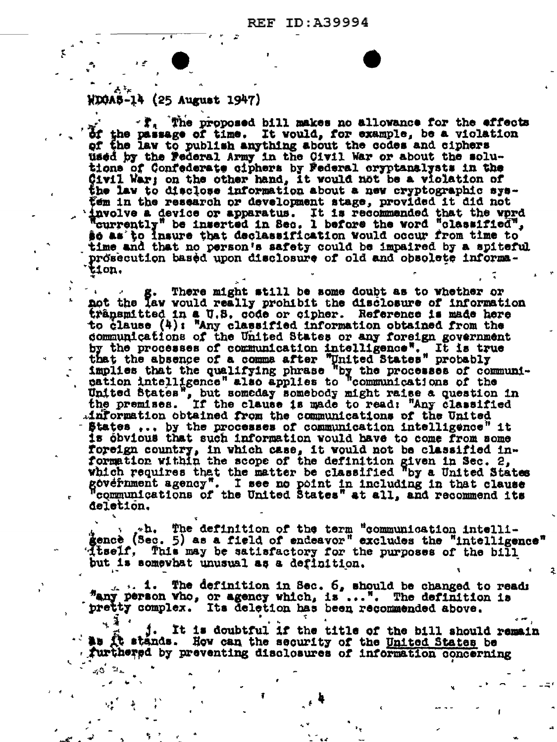WDGAS-14 (25 August 1947)

f. The proposed bill makes no allowance for the effects of the passage of time. It would, for example, be a violation of the law to publish anything about the codes and ciphers used by the Federal Army in the Civil War or about the solutions of Confederate ciphers by Federal cryptanalysts in the Civil War; on the other hand, it would not be a violation of the law to disclose information about a new cryptographic system in the research or development stage, provided it did not involve a device or apparatus. It is recommended that the wprd "currently" be inserted in Sec. 1 before the word "classified", so as to insure that declassification would occur from time to time and that no person's safety could be impaired by a spiteful prosecution based upon disclosure of old and obsolete information.

g. There might still be some doubt as to whether or not the law would really prohibit the disclosure of information transmitted in a U.S. code or cipher. Reference is made here to clause (4): "Any classified information obtained from the communications of the United States or any foreign government by the processes of communication intelligence". It is true that the absence of a comma after "United States" probably implies that the qualifying phrase "by the processes of communication intelligence" also applies to "communications of the United States", but someday somebody might raise a question in the premises. If the clause is made to read: "Any classified information obtained from the communications of the United States ... by the processes of communication intelligence" it is obvious that such information would have to come from some foreign country, in which case, it would not be classified information within the scope of the definition given in Sec. 2, which requires that the matter be classified "by a United States government agency". I see no point in including in that clause "communications of the United States" at all, and recommend its deletion.

h. The definition of the term "communication intelligence (Sec. 5) as a field of endeavor" excludes the "intelligence" itself. This may be satisfactory for the purposes of the bill but is somewhat unusual as a definition.

i. The definition in Sec. 6, should be changed to read: "any person who, or agency which, is ...". The definition is pretty complex. Its deletion has been recommended above.

j. It is doubtful if the title of the bill should remain as it stands. How can the security of the United States be furthered by preventing disclosures of information concerning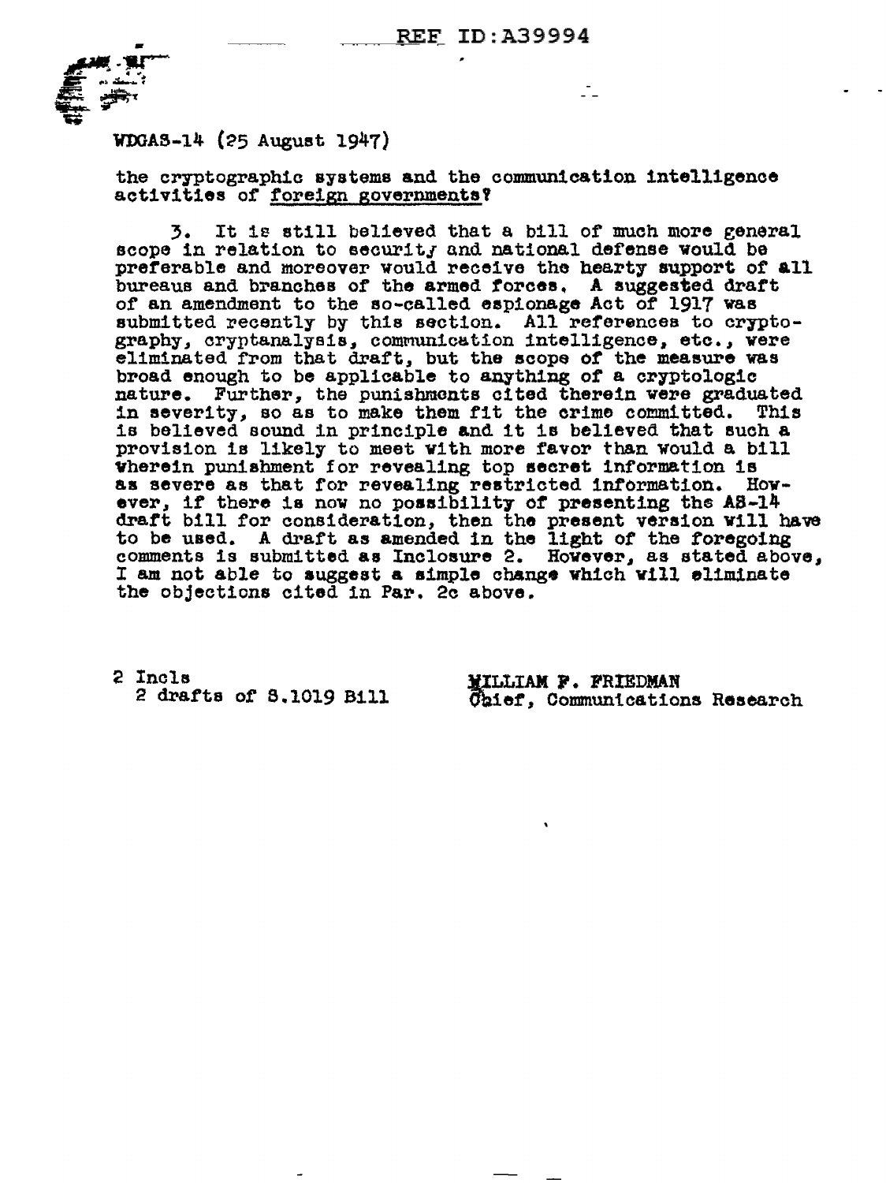WDGAS-14 (25 August 1947)

the cryptographic systems and the communication intelligence activities of foreign governments?

3. It is still believed that a bill of much more general scope in relation to security and national defense would be preferable and moreover would receive the hearty support of all bureaus and branches of the armed forces. A suggested draft of an amendment to the so-called espionage Act of 1917 was submitted recently by this section. All references to cryptography, cryptanalysis, communication intelligence, etc., were eliminated from that draft, but the scope of the measure was broad enough to be applicable to anything of a cryptologic nature. Further, the punishments cited therein were graduated in severity, so as to make them fit the crime committed. This is believed sound in principle and it is believed that such a provision is likely to meet with more favor than would a bill wherein punishment for revealing top secret information is as severe as that for revealing restricted information. However, if there is now no possibility of presenting the AS-14 draft bill for consideration, then the present version will have to be used. A draft as amended in the light of the foregoing comments is submitted as Inclosure 2. However, as stated above, I am not able to suggest a simple change which will eliminate the objections cited in Par. 2c above.

2 Incls
2 drafts of S.1019 Bill

WILLIAM F. FRIEDMAN
Chief, Communications Research